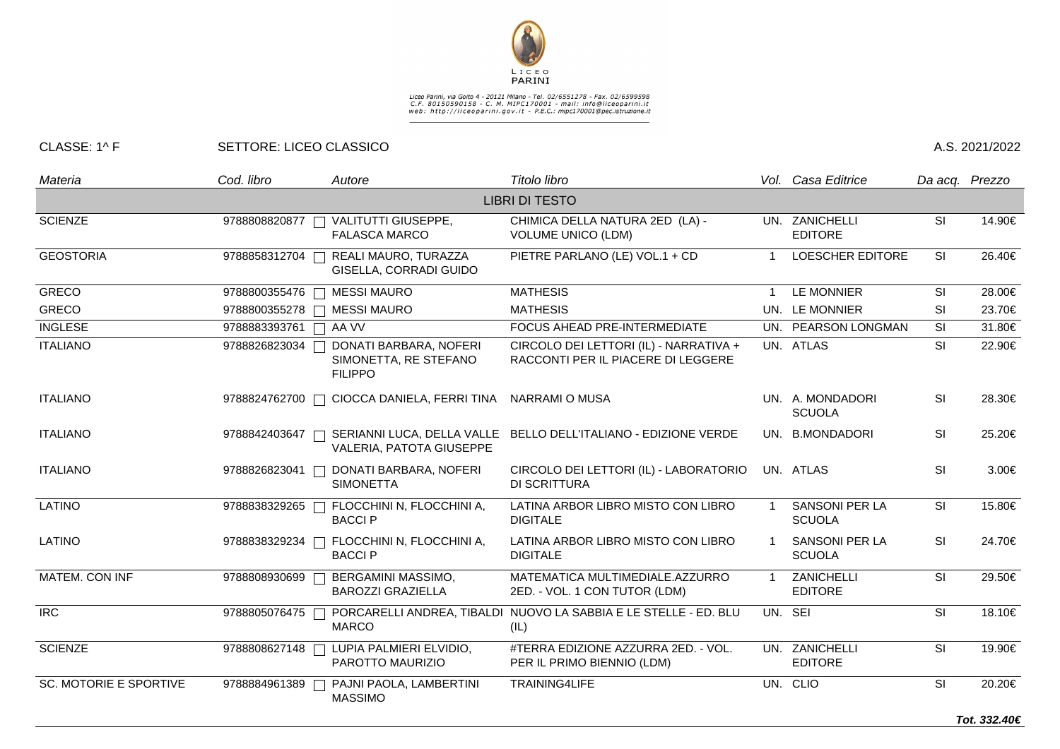LICEO PARINI

Liceo Parini, via Goito 4 - 20121 Milano - Tel. 02/6551278 - Fax. 02/6599598
C.F. 80150590158 - C. M. MIPC170001 - mail: info@liceoparini.it
web: http://liceoparini.gov.it - P.E.C.: mipc170001@pec.istruzione.it

CLASSE: 1^ F SETTORE: LICEO CLASSICO A.S. 2021/2022

| Materia | Cod. libro | Autore | Titolo libro | Vol. | Casa Editrice | Da acq. | Prezzo |
|---|---|---|---|---|---|---|---|
| | | | LIBRI DI TESTO | | | | |
| SCIENZE | 9788808820877 | VALITUTTI GIUSEPPE, FALASCA MARCO | CHIMICA DELLA NATURA 2ED (LA) - VOLUME UNICO (LDM) | UN. | ZANICHELLI EDITORE | SI | 14.90€ |
| GEOSTORIA | 9788858312704 | REALI MAURO, TURAZZA GISELLA, CORRADI GUIDO | PIETRE PARLANO (LE) VOL.1 + CD | 1 | LOESCHER EDITORE | SI | 26.40€ |
| GRECO | 9788800355476 | MESSI MAURO | MATHESIS | 1 | LE MONNIER | SI | 28.00€ |
| GRECO | 9788800355278 | MESSI MAURO | MATHESIS | UN. | LE MONNIER | SI | 23.70€ |
| INGLESE | 9788883393761 | AA VV | FOCUS AHEAD PRE-INTERMEDIATE | UN. | PEARSON LONGMAN | SI | 31.80€ |
| ITALIANO | 9788826823034 | DONATI BARBARA, NOFERI SIMONETTA, RE STEFANO FILIPPO | CIRCOLO DEI LETTORI (IL) - NARRATIVA + RACCONTI PER IL PIACERE DI LEGGERE | UN. | ATLAS | SI | 22.90€ |
| ITALIANO | 9788824762700 | CIOCCA DANIELA, FERRI TINA | NARRAMI O MUSA | UN. | A. MONDADORI SCUOLA | SI | 28.30€ |
| ITALIANO | 9788842403647 | SERIANNI LUCA, DELLA VALLE VALERIA, PATOTA GIUSEPPE | BELLO DELL'ITALIANO - EDIZIONE VERDE | UN. | B.MONDADORI | SI | 25.20€ |
| ITALIANO | 9788826823041 | DONATI BARBARA, NOFERI SIMONETTA | CIRCOLO DEI LETTORI (IL) - LABORATORIO DI SCRITTURA | UN. | ATLAS | SI | 3.00€ |
| LATINO | 9788838329265 | FLOCCHINI N, FLOCCHINI A, BACCI P | LATINA ARBOR LIBRO MISTO CON LIBRO DIGITALE | 1 | SANSONI PER LA SCUOLA | SI | 15.80€ |
| LATINO | 9788838329234 | FLOCCHINI N, FLOCCHINI A, BACCI P | LATINA ARBOR LIBRO MISTO CON LIBRO DIGITALE | 1 | SANSONI PER LA SCUOLA | SI | 24.70€ |
| MATEM. CON INF | 9788808930699 | BERGAMINI MASSIMO, BAROZZI GRAZIELLA | MATEMATICA MULTIMEDIALE.AZZURRO 2ED. - VOL. 1 CON TUTOR (LDM) | 1 | ZANICHELLI EDITORE | SI | 29.50€ |
| IRC | 9788805076475 | PORCARELLI ANDREA, TIBALDI MARCO | NUOVO LA SABBIA E LE STELLE - ED. BLU (IL) | UN. | SEI | SI | 18.10€ |
| SCIENZE | 9788808627148 | LUPIA PALMIERI ELVIDIO, PAROTTO MAURIZIO | #TERRA EDIZIONE AZZURRA 2ED. - VOL. PER IL PRIMO BIENNIO (LDM) | UN. | ZANICHELLI EDITORE | SI | 19.90€ |
| SC. MOTORIE E SPORTIVE | 9788884961389 | PAJNI PAOLA, LAMBERTINI MASSIMO | TRAINING4LIFE | UN. | CLIO | SI | 20.20€ |

***Tot. 332.40€***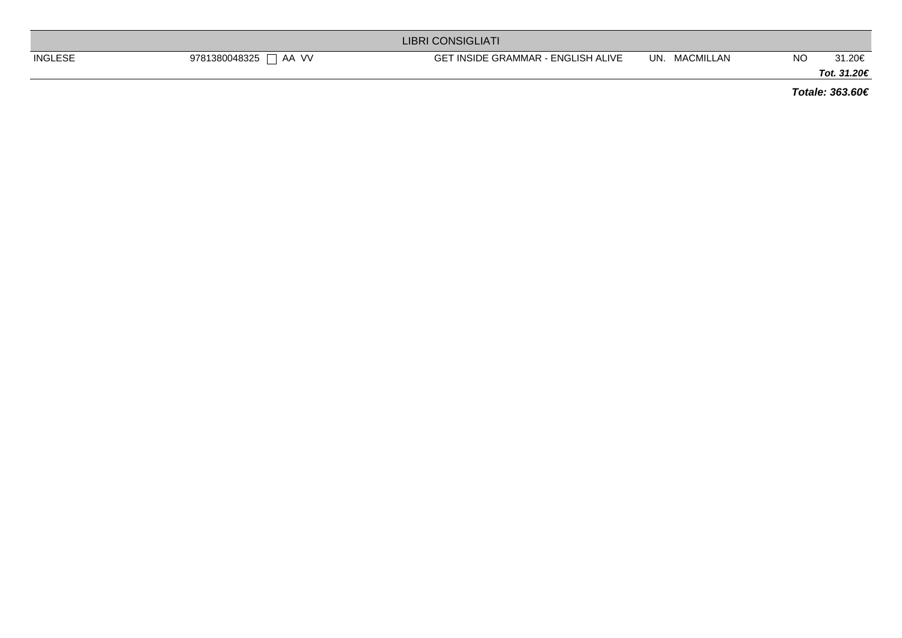| LIBRI CONSIGLIATI | | | | | | | |
|---|---|---|---|---|---|---|---|
| INGLESE | 9781380048325 | ☐ | AA VV | GET INSIDE GRAMMAR - ENGLISH ALIVE | UN. MACMILLAN | NO | 31.20€ |
| | | | | | | | ***Tot. 31.20€*** |

***Totale: 363.60€***